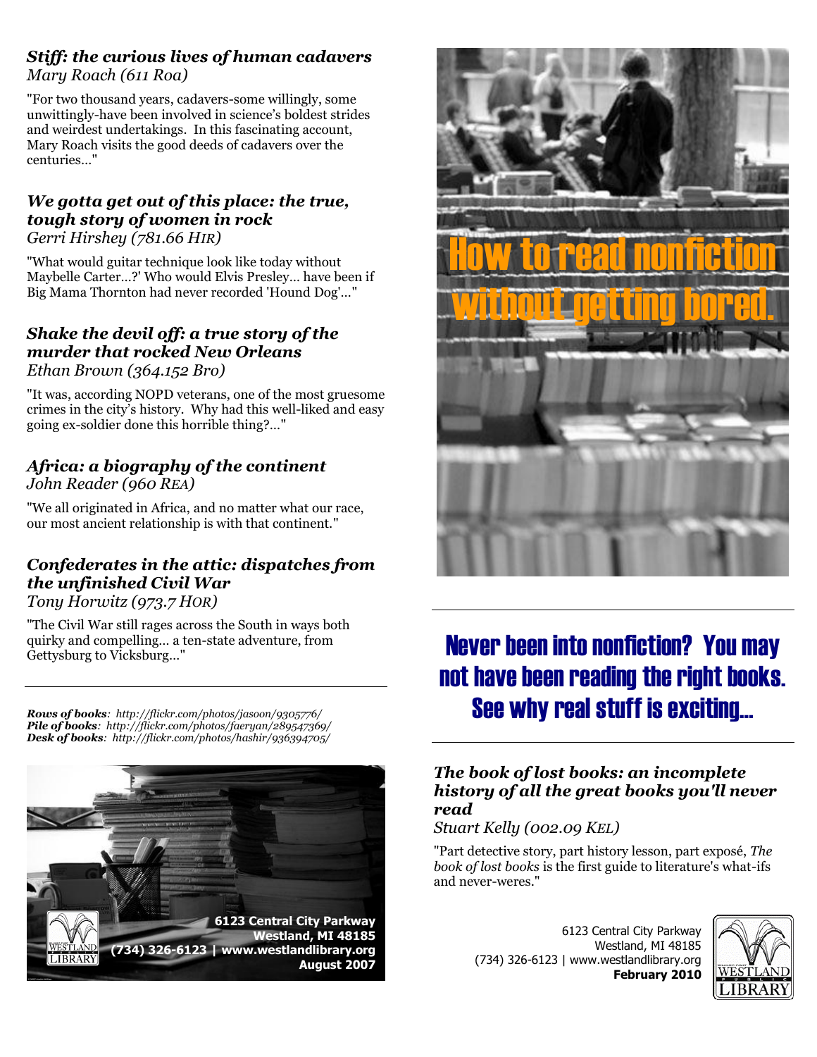### *Stiff: the curious lives of human cadavers*
*Mary Roach (611 Roa)*

"For two thousand years, cadavers-some willingly, some unwittingly-have been involved in science's boldest strides and weirdest undertakings. In this fascinating account, Mary Roach visits the good deeds of cadavers over the centuries..."

### *We gotta get out of this place: the true, tough story of women in rock*
*Gerri Hirshey (781.66 HIR)*

"What would guitar technique look like today without Maybelle Carter...?' Who would Elvis Presley... have been if Big Mama Thornton had never recorded 'Hound Dog'..."

### *Shake the devil off: a true story of the murder that rocked New Orleans*
*Ethan Brown (364.152 Bro)*

"It was, according NOPD veterans, one of the most gruesome crimes in the city's history. Why had this well-liked and easy going ex-soldier done this horrible thing?..."

### *Africa: a biography of the continent*
*John Reader (960 REA)*

"We all originated in Africa, and no matter what our race, our most ancient relationship is with that continent."

### *Confederates in the attic: dispatches from the unfinished Civil War*
*Tony Horwitz (973.7 HOR)*

"The Civil War still rages across the South in ways both quirky and compelling... a ten-state adventure, from Gettysburg to Vicksburg..."

---

***Rows of books**: http://flickr.com/photos/jasoon/9305776/*
***Pile of books**: http://flickr.com/photos/faeryan/289547369/*
***Desk of books**: http://flickr.com/photos/hashir/936394705/*

**6123 Central City Parkway**
**Westland, MI 48185**
**(734) 326-6123 | www.westlandlibrary.org**
**August 2007**

# How to read nonfiction without getting bored.

---

## Never been into nonfiction? You may not have been reading the right books. See why real stuff is exciting...

---

### *The book of lost books: an incomplete history of all the great books you'll never read*
*Stuart Kelly (002.09 KEL)*

"Part detective story, part history lesson, part exposé, *The book of lost books* is the first guide to literature's what-ifs and never-weres."

6123 Central City Parkway
Westland, MI 48185
(734) 326-6123 | www.westlandlibrary.org
**February 2010**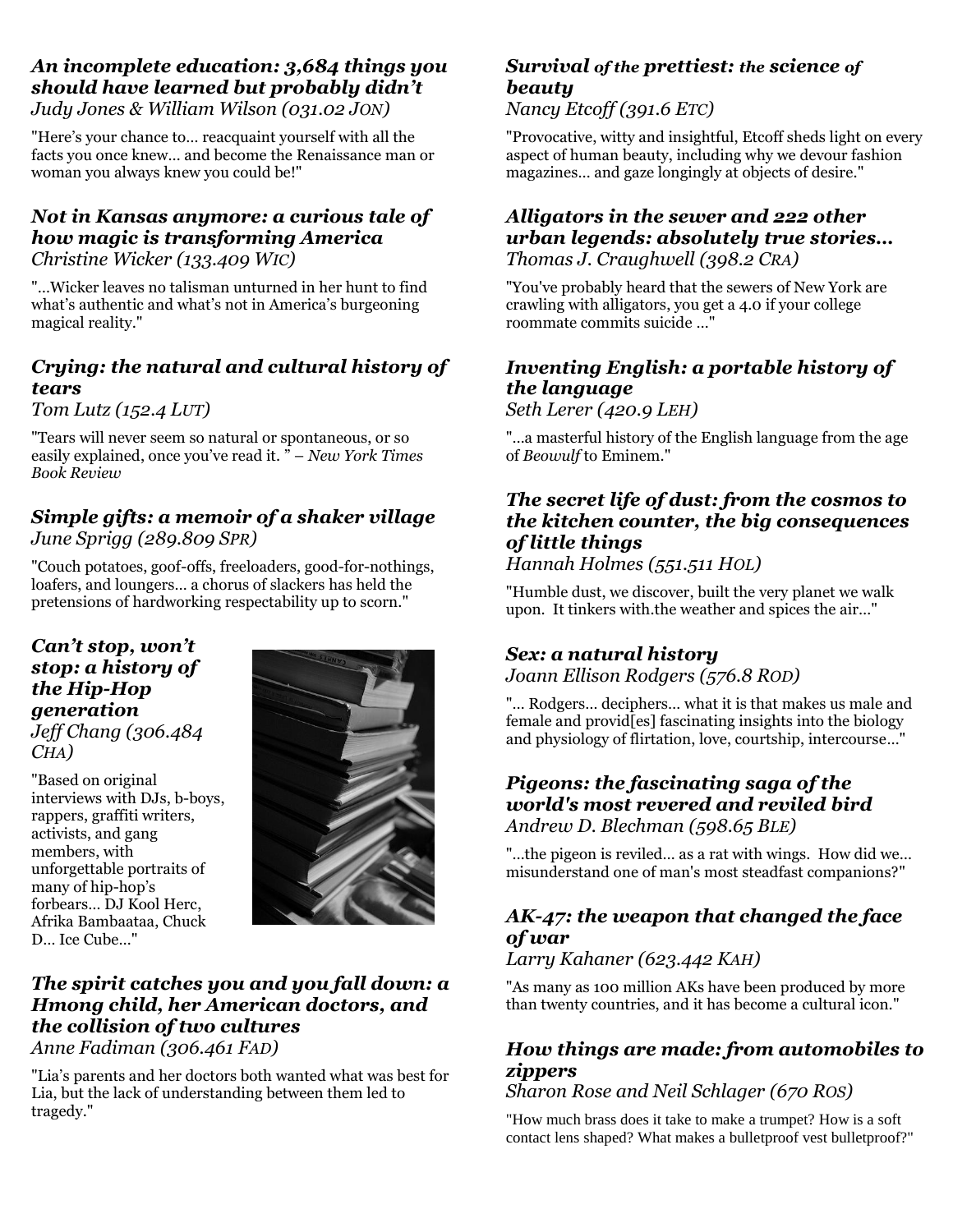### *An incomplete education: 3,684 things you should have learned but probably didn't*

*Judy Jones & William Wilson (031.02 JON)*

"Here's your chance to… reacquaint yourself with all the facts you once knew… and become the Renaissance man or woman you always knew you could be!"

### *Not in Kansas anymore: a curious tale of how magic is transforming America*

*Christine Wicker (133.409 WIC)*

"…Wicker leaves no talisman unturned in her hunt to find what's authentic and what's not in America's burgeoning magical reality."

### *Crying: the natural and cultural history of tears*

*Tom Lutz (152.4 LUT)*

"Tears will never seem so natural or spontaneous, or so easily explained, once you've read it. " – *New York Times Book Review*

### *Simple gifts: a memoir of a shaker village*

*June Sprigg (289.809 SPR)*

"Couch potatoes, goof-offs, freeloaders, good-for-nothings, loafers, and loungers… a chorus of slackers has held the pretensions of hardworking respectability up to scorn."

### *Can't stop, won't stop: a history of the Hip-Hop generation*

*Jeff Chang (306.484 CHA)*

"Based on original interviews with DJs, b-boys, rappers, graffiti writers, activists, and gang members, with unforgettable portraits of many of hip-hop's forbears… DJ Kool Herc, Afrika Bambaataa, Chuck D… Ice Cube…"

### *The spirit catches you and you fall down: a Hmong child, her American doctors, and the collision of two cultures*

*Anne Fadiman (306.461 FAD)*

"Lia's parents and her doctors both wanted what was best for Lia, but the lack of understanding between them led to tragedy."

### *Survival of the prettiest: the science of beauty*

*Nancy Etcoff (391.6 ETC)*

"Provocative, witty and insightful, Etcoff sheds light on every aspect of human beauty, including why we devour fashion magazines… and gaze longingly at objects of desire."

### *Alligators in the sewer and 222 other urban legends: absolutely true stories…*

*Thomas J. Craughwell (398.2 CRA)*

"You've probably heard that the sewers of New York are crawling with alligators, you get a 4.0 if your college roommate commits suicide …"

### *Inventing English: a portable history of the language*

*Seth Lerer (420.9 LEH)*

"…a masterful history of the English language from the age of *Beowulf* to Eminem."

### *The secret life of dust: from the cosmos to the kitchen counter, the big consequences of little things*

*Hannah Holmes (551.511 HOL)*

"Humble dust, we discover, built the very planet we walk upon. It tinkers with.the weather and spices the air…"

### *Sex: a natural history*

*Joann Ellison Rodgers (576.8 ROD)*

"… Rodgers… deciphers… what it is that makes us male and female and provid[es] fascinating insights into the biology and physiology of flirtation, love, courtship, intercourse…"

### *Pigeons: the fascinating saga of the world's most revered and reviled bird*

*Andrew D. Blechman (598.65 BLE)*

"…the pigeon is reviled… as a rat with wings. How did we… misunderstand one of man's most steadfast companions?"

### *AK-47: the weapon that changed the face of war*

*Larry Kahaner (623.442 KAH)*

"As many as 100 million AKs have been produced by more than twenty countries, and it has become a cultural icon."

### *How things are made: from automobiles to zippers*

*Sharon Rose and Neil Schlager (670 ROS)*

"How much brass does it take to make a trumpet? How is a soft contact lens shaped? What makes a bulletproof vest bulletproof?"